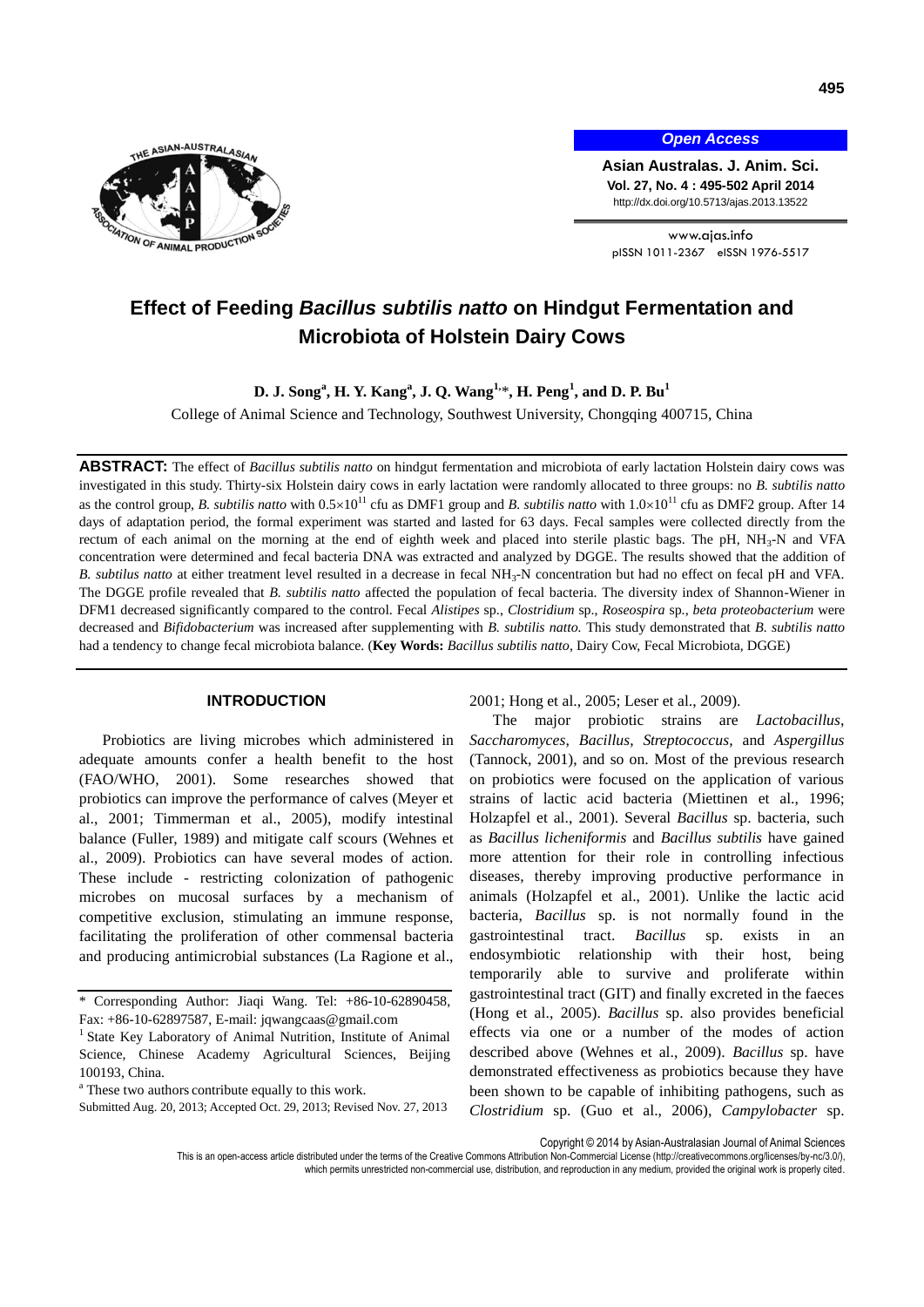# Effect of Feeding *Bacillus subtilis natto* on Hindgut Fermentation and Microbiota of Holstein Dairy Cows

**D. J. Song[a], H. Y. Kang[a], J. Q. Wang[1,]*, H. Peng[1], and D. P. Bu[1]**

College of Animal Science and Technology, Southwest University, Chongqing 400715, China

**ABSTRACT:** The effect of *Bacillus subtilis natto* on hindgut fermentation and microbiota of early lactation Holstein dairy cows was investigated in this study. Thirty-six Holstein dairy cows in early lactation were randomly allocated to three groups: no *B. subtilis natto* as the control group, *B. subtilis natto* with $0.5\times10^{11}$ cfu as DMF1 group and *B. subtilis natto* with $1.0\times10^{11}$ cfu as DMF2 group. After 14 days of adaptation period, the formal experiment was started and lasted for 63 days. Fecal samples were collected directly from the rectum of each animal on the morning at the end of eighth week and placed into sterile plastic bags. The pH, $NH_3$-N and VFA concentration were determined and fecal bacteria DNA was extracted and analyzed by DGGE. The results showed that the addition of *B. subtilus natto* at either treatment level resulted in a decrease in fecal $NH_3$-N concentration but had no effect on fecal pH and VFA. The DGGE profile revealed that *B. subtilis natto* affected the population of fecal bacteria. The diversity index of Shannon-Wiener in DFM1 decreased significantly compared to the control. Fecal *Alistipes* sp., *Clostridium* sp., *Roseospira* sp., *beta proteobacterium* were decreased and *Bifidobacterium* was increased after supplementing with *B. subtilis natto.* This study demonstrated that *B. subtilis natto* had a tendency to change fecal microbiota balance. (**Key Words:** *Bacillus subtilis natto*, Dairy Cow, Fecal Microbiota, DGGE)

## INTRODUCTION

Probiotics are living microbes which administered in adequate amounts confer a health benefit to the host (FAO/WHO, 2001). Some researches showed that probiotics can improve the performance of calves (Meyer et al., 2001; Timmerman et al., 2005), modify intestinal balance (Fuller, 1989) and mitigate calf scours (Wehnes et al., 2009). Probiotics can have several modes of action. These include - restricting colonization of pathogenic microbes on mucosal surfaces by a mechanism of competitive exclusion, stimulating an immune response, facilitating the proliferation of other commensal bacteria and producing antimicrobial substances (La Ragione et al., 2001; Hong et al., 2005; Leser et al., 2009).

The major probiotic strains are *Lactobacillus*, *Saccharomyces*, *Bacillus*, *Streptococcus*, and *Aspergillus* (Tannock, 2001), and so on. Most of the previous research on probiotics were focused on the application of various strains of lactic acid bacteria (Miettinen et al., 1996; Holzapfel et al., 2001). Several *Bacillus* sp. bacteria, such as *Bacillus licheniformis* and *Bacillus subtilis* have gained more attention for their role in controlling infectious diseases, thereby improving productive performance in animals (Holzapfel et al., 2001). Unlike the lactic acid bacteria, *Bacillus* sp. is not normally found in the gastrointestinal tract. *Bacillus* sp. exists in an endosymbiotic relationship with their host, being temporarily able to survive and proliferate within gastrointestinal tract (GIT) and finally excreted in the faeces (Hong et al., 2005). *Bacillus* sp. also provides beneficial effects via one or a number of the modes of action described above (Wehnes et al., 2009). *Bacillus* sp. have demonstrated effectiveness as probiotics because they have been shown to be capable of inhibiting pathogens, such as *Clostridium* sp. (Guo et al., 2006), *Campylobacter* sp.

\* Corresponding Author: Jiaqi Wang. Tel: +86-10-62890458, Fax: +86-10-62897587, E-mail: jqwangcaas@gmail.com

[1] State Key Laboratory of Animal Nutrition, Institute of Animal Science, Chinese Academy Agricultural Sciences, Beijing 100193, China.

[a] These two authors contribute equally to this work.

Submitted Aug. 20, 2013; Accepted Oct. 29, 2013; Revised Nov. 27, 2013

Copyright © 2014 by Asian-Australasian Journal of Animal Sciences

This is an open-access article distributed under the terms of the Creative Commons Attribution Non-Commercial License (http://creativecommons.org/licenses/by-nc/3.0/), which permits unrestricted non-commercial use, distribution, and reproduction in any medium, provided the original work is properly cited.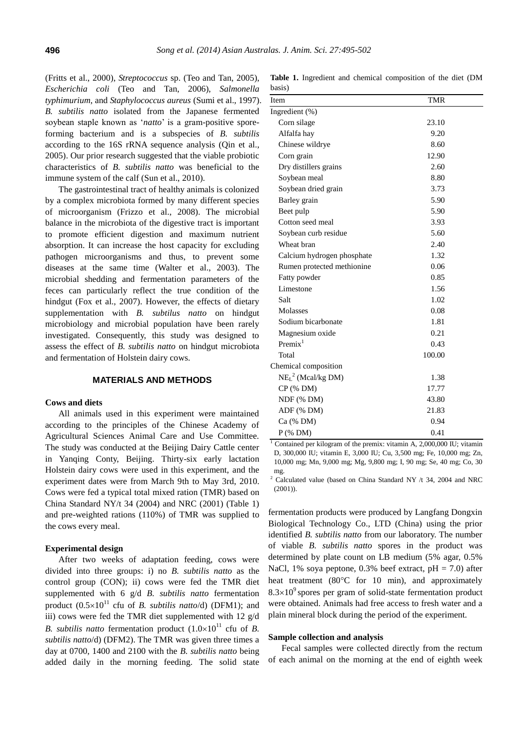(Fritts et al., 2000), *Streptococcus* sp. (Teo and Tan, 2005), *Escherichia coli* (Teo and Tan, 2006), *Salmonella typhimurium*, and *Staphylococcus aureus* (Sumi et al., 1997). *B. subtilis natto* isolated from the Japanese fermented soybean staple known as '*natto*' is a gram-positive spore-forming bacterium and is a subspecies of *B. subtilis* according to the 16S rRNA sequence analysis (Qin et al., 2005). Our prior research suggested that the viable probiotic characteristics of *B. subtilis natto* was beneficial to the immune system of the calf (Sun et al., 2010).

The gastrointestinal tract of healthy animals is colonized by a complex microbiota formed by many different species of microorganism (Frizzo et al., 2008). The microbial balance in the microbiota of the digestive tract is important to promote efficient digestion and maximum nutrient absorption. It can increase the host capacity for excluding pathogen microorganisms and thus, to prevent some diseases at the same time (Walter et al., 2003). The microbial shedding and fermentation parameters of the feces can particularly reflect the true condition of the hindgut (Fox et al., 2007). However, the effects of dietary supplementation with *B. subtilus natto* on hindgut microbiology and microbial population have been rarely investigated. Consequently, this study was designed to assess the effect of *B. subtilis natto* on hindgut microbiota and fermentation of Holstein dairy cows.

## MATERIALS AND METHODS

### Cows and diets

All animals used in this experiment were maintained according to the principles of the Chinese Academy of Agricultural Sciences Animal Care and Use Committee. The study was conducted at the Beijing Dairy Cattle center in Yanqing Conty, Beijing. Thirty-six early lactation Holstein dairy cows were used in this experiment, and the experiment dates were from March 9th to May 3rd, 2010. Cows were fed a typical total mixed ration (TMR) based on China Standard NY/t 34 (2004) and NRC (2001) (Table 1) and pre-weighted rations (110%) of TMR was supplied to the cows every meal.

### Experimental design

After two weeks of adaptation feeding, cows were divided into three groups: i) no *B. subtilis natto* as the control group (CON); ii) cows were fed the TMR diet supplemented with 6 g/d *B. subtilis natto* fermentation product ($0.5\times10^{11}$ cfu of *B. subtilis natto*/d) (DFM1); and iii) cows were fed the TMR diet supplemented with 12 g/d *B. subtilis natto* fermentation product ($1.0\times10^{11}$ cfu of *B. subtilis natto*/d) (DFM2). The TMR was given three times a day at 0700, 1400 and 2100 with the *B. subtilis natto* being added daily in the morning feeding. The solid state fermentation products were produced by Langfang Dongxin Biological Technology Co., LTD (China) using the prior identified *B. subtilis natto* from our laboratory. The number of viable *B. subtilis natto* spores in the product was determined by plate count on LB medium (5% agar, 0.5% NaCl, 1% soya peptone, 0.3% beef extract, pH = 7.0) after heat treatment (80°C for 10 min), and approximately $8.3\times10^9$ spores per gram of solid-state fermentation product were obtained. Animals had free access to fresh water and a plain mineral block during the period of the experiment.

**Table 1.** Ingredient and chemical composition of the diet (DM basis)

| Item | TMR |
|---|---|
| Ingredient (%) | |
| Corn silage | 23.10 |
| Alfalfa hay | 9.20 |
| Chinese wildrye | 8.60 |
| Corn grain | 12.90 |
| Dry distillers grains | 2.60 |
| Soybean meal | 8.80 |
| Soybean dried grain | 3.73 |
| Barley grain | 5.90 |
| Beet pulp | 5.90 |
| Cotton seed meal | 3.93 |
| Soybean curb residue | 5.60 |
| Wheat bran | 2.40 |
| Calcium hydrogen phosphate | 1.32 |
| Rumen protected methionine | 0.06 |
| Fatty powder | 0.85 |
| Limestone | 1.56 |
| Salt | 1.02 |
| Molasses | 0.08 |
| Sodium bicarbonate | 1.81 |
| Magnesium oxide | 0.21 |
| Premix[1] | 0.43 |
| Total | 100.00 |
| Chemical composition | |
| $NE_L$[2] (Mcal/kg DM) | 1.38 |
| CP (% DM) | 17.77 |
| NDF (% DM) | 43.80 |
| ADF (% DM) | 21.83 |
| Ca (% DM) | 0.94 |
| P (% DM) | 0.41 |

[1] Contained per kilogram of the premix: vitamin A, 2,000,000 IU; vitamin D, 300,000 IU; vitamin E, 3,000 IU; Cu, 3,500 mg; Fe, 10,000 mg; Zn, 10,000 mg; Mn, 9,000 mg; Mg, 9,800 mg; I, 90 mg; Se, 40 mg; Co, 30 mg.

[2] Calculated value (based on China Standard NY /t 34, 2004 and NRC (2001)).

### Sample collection and analysis

Fecal samples were collected directly from the rectum of each animal on the morning at the end of eighth week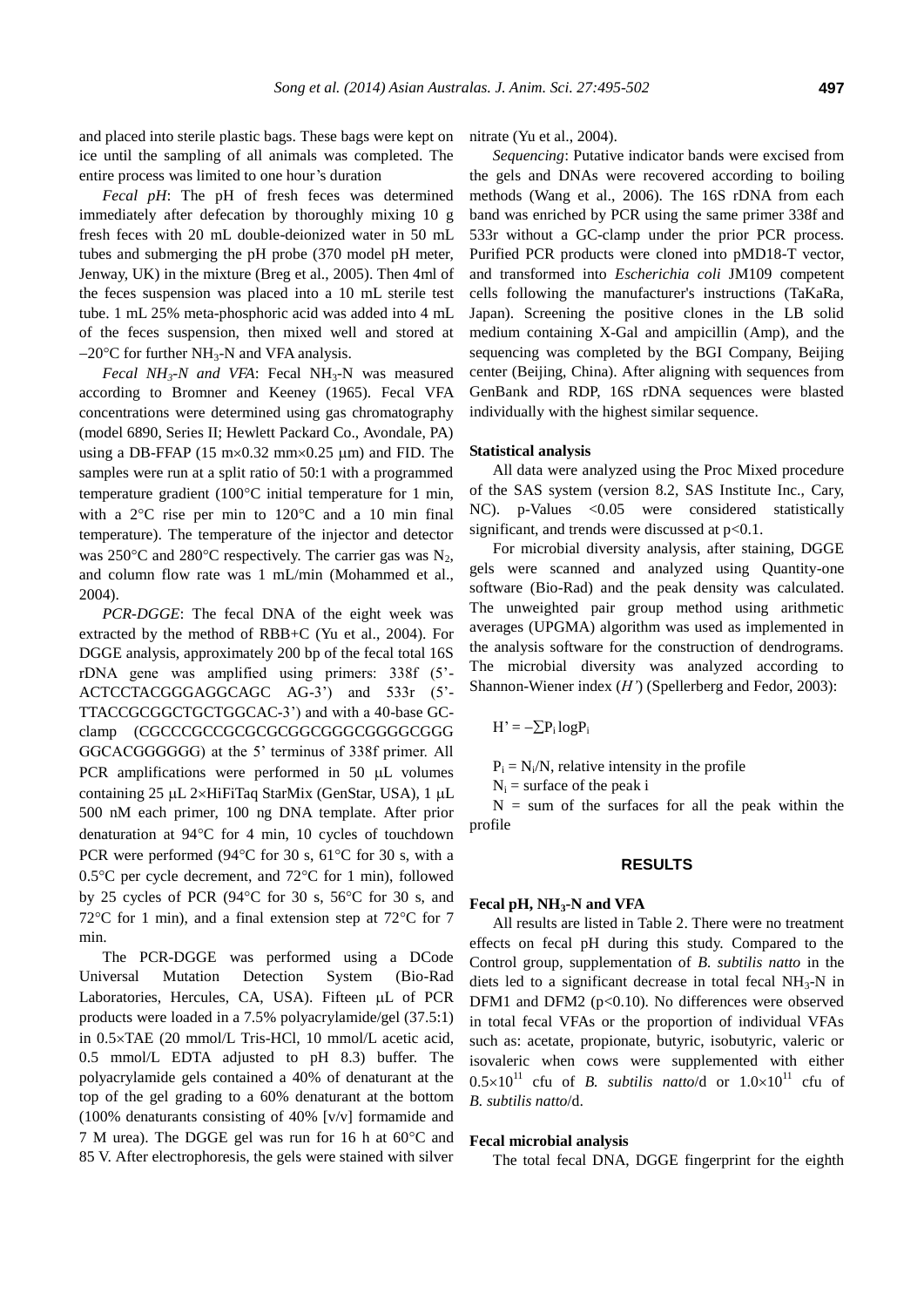and placed into sterile plastic bags. These bags were kept on ice until the sampling of all animals was completed. The entire process was limited to one hour's duration

*Fecal pH*: The pH of fresh feces was determined immediately after defecation by thoroughly mixing 10 g fresh feces with 20 mL double-deionized water in 50 mL tubes and submerging the pH probe (370 model pH meter, Jenway, UK) in the mixture (Breg et al., 2005). Then 4ml of the feces suspension was placed into a 10 mL sterile test tube. 1 mL 25% meta-phosphoric acid was added into 4 mL of the feces suspension, then mixed well and stored at −20°C for further $NH_3$-N and VFA analysis.

*Fecal $NH_3$-N and VFA*: Fecal $NH_3$-N was measured according to Bromner and Keeney (1965). Fecal VFA concentrations were determined using gas chromatography (model 6890, Series II; Hewlett Packard Co., Avondale, PA) using a DB-FFAP (15 m×0.32 mm×0.25 μm) and FID. The samples were run at a split ratio of 50:1 with a programmed temperature gradient (100°C initial temperature for 1 min, with a 2°C rise per min to 120°C and a 10 min final temperature). The temperature of the injector and detector was 250°C and 280°C respectively. The carrier gas was $N_2$, and column flow rate was 1 mL/min (Mohammed et al., 2004).

*PCR-DGGE*: The fecal DNA of the eight week was extracted by the method of RBB+C (Yu et al., 2004). For DGGE analysis, approximately 200 bp of the fecal total 16S rDNA gene was amplified using primers: 338f (5'-ACTCCTACGGGAGGCAGC AG-3') and 533r (5'-TTACCGCGGCTGCTGGCAC-3') and with a 40-base GC-clamp (CGCCCGCCGCGCGCGGCGGGCGGGGCGGG GGCACGGGGGG) at the 5' terminus of 338f primer. All PCR amplifications were performed in 50 μL volumes containing 25 μL 2×HiFiTaq StarMix (GenStar, USA), 1 μL 500 nM each primer, 100 ng DNA template. After prior denaturation at 94°C for 4 min, 10 cycles of touchdown PCR were performed (94°C for 30 s, 61°C for 30 s, with a 0.5°C per cycle decrement, and 72°C for 1 min), followed by 25 cycles of PCR (94°C for 30 s, 56°C for 30 s, and 72°C for 1 min), and a final extension step at 72°C for 7 min.

The PCR-DGGE was performed using a DCode Universal Mutation Detection System (Bio-Rad Laboratories, Hercules, CA, USA). Fifteen μL of PCR products were loaded in a 7.5% polyacrylamide/gel (37.5:1) in 0.5×TAE (20 mmol/L Tris-HCl, 10 mmol/L acetic acid, 0.5 mmol/L EDTA adjusted to pH 8.3) buffer. The polyacrylamide gels contained a 40% of denaturant at the top of the gel grading to a 60% denaturant at the bottom (100% denaturants consisting of 40% [v/v] formamide and 7 M urea). The DGGE gel was run for 16 h at 60°C and 85 V. After electrophoresis, the gels were stained with silver nitrate (Yu et al., 2004).

*Sequencing*: Putative indicator bands were excised from the gels and DNAs were recovered according to boiling methods (Wang et al., 2006). The 16S rDNA from each band was enriched by PCR using the same primer 338f and 533r without a GC-clamp under the prior PCR process. Purified PCR products were cloned into pMD18-T vector, and transformed into *Escherichia coli* JM109 competent cells following the manufacturer's instructions (TaKaRa, Japan). Screening the positive clones in the LB solid medium containing X-Gal and ampicillin (Amp), and the sequencing was completed by the BGI Company, Beijing center (Beijing, China). After aligning with sequences from GenBank and RDP, 16S rDNA sequences were blasted individually with the highest similar sequence.

### Statistical analysis

All data were analyzed using the Proc Mixed procedure of the SAS system (version 8.2, SAS Institute Inc., Cary, NC). p-Values <0.05 were considered statistically significant, and trends were discussed at p<0.1.

For microbial diversity analysis, after staining, DGGE gels were scanned and analyzed using Quantity-one software (Bio-Rad) and the peak density was calculated. The unweighted pair group method using arithmetic averages (UPGMA) algorithm was used as implemented in the analysis software for the construction of dendrograms. The microbial diversity was analyzed according to Shannon-Wiener index (*H'*) (Spellerberg and Fedor, 2003):

$$H' = -\sum P_i \log P_i$$

$P_i = N_i/N$, relative intensity in the profile

$N_i$ = surface of the peak i

$N$ = sum of the surfaces for all the peak within the profile

## RESULTS

### Fecal pH, $NH_3$-N and VFA

All results are listed in Table 2. There were no treatment effects on fecal pH during this study. Compared to the Control group, supplementation of *B. subtilis natto* in the diets led to a significant decrease in total fecal $NH_3$-N in DFM1 and DFM2 (p<0.10). No differences were observed in total fecal VFAs or the proportion of individual VFAs such as: acetate, propionate, butyric, isobutyric, valeric or isovaleric when cows were supplemented with either $0.5\times10^{11}$ cfu of *B. subtilis natto*/d or $1.0\times10^{11}$ cfu of *B. subtilis natto*/d.

### Fecal microbial analysis

The total fecal DNA, DGGE fingerprint for the eighth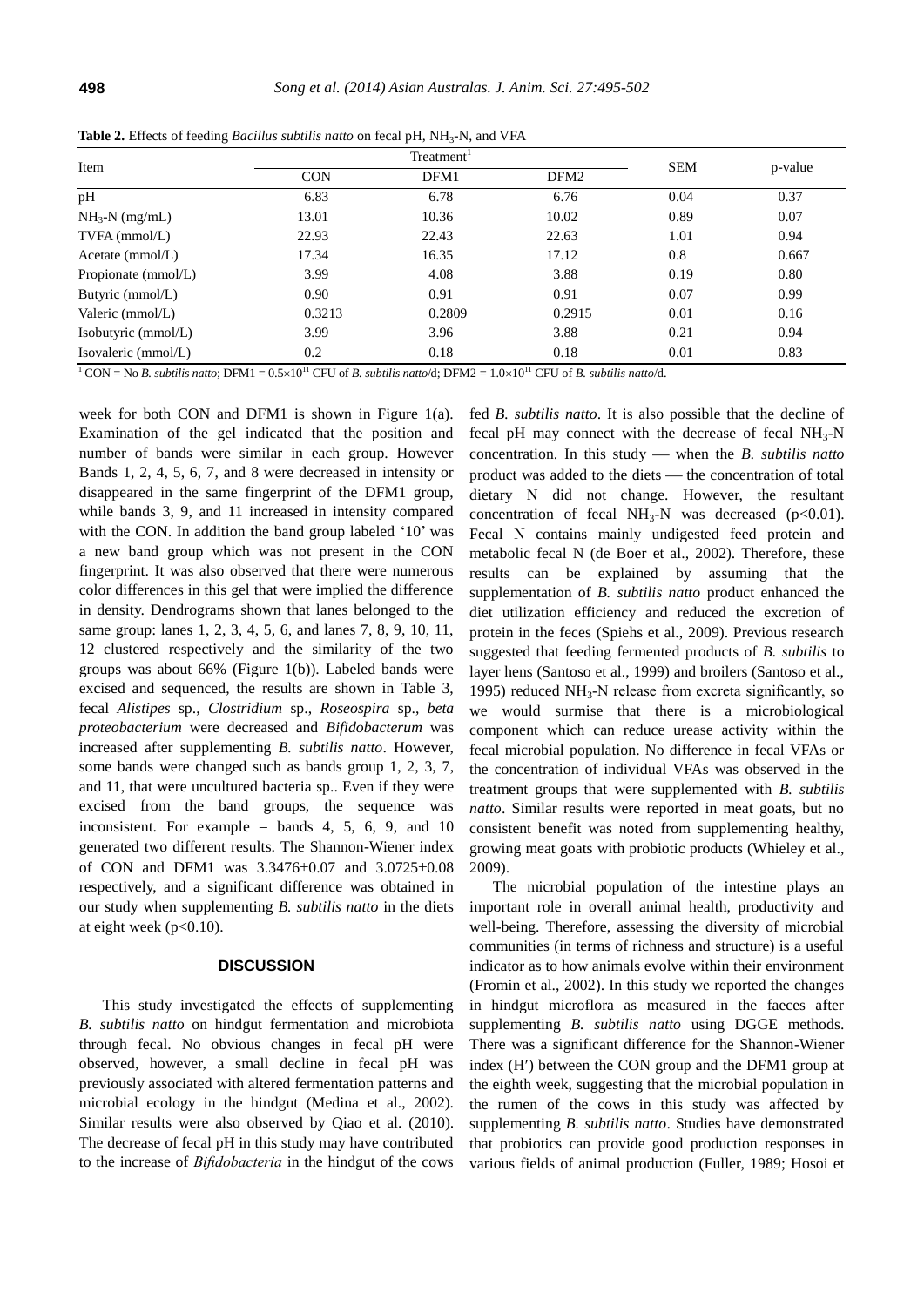**Table 2.** Effects of feeding *Bacillus subtilis natto* on fecal pH, $NH_3$-N, and VFA

| Item | Treatment[1] | | | SEM | p-value |
|---|---|---|---|---|---|
| | CON | DFM1 | DFM2 | | |
| pH | 6.83 | 6.78 | 6.76 | 0.04 | 0.37 |
| $NH_3$-N (mg/mL) | 13.01 | 10.36 | 10.02 | 0.89 | 0.07 |
| TVFA (mmol/L) | 22.93 | 22.43 | 22.63 | 1.01 | 0.94 |
| Acetate (mmol/L) | 17.34 | 16.35 | 17.12 | 0.8 | 0.667 |
| Propionate (mmol/L) | 3.99 | 4.08 | 3.88 | 0.19 | 0.80 |
| Butyric (mmol/L) | 0.90 | 0.91 | 0.91 | 0.07 | 0.99 |
| Valeric (mmol/L) | 0.3213 | 0.2809 | 0.2915 | 0.01 | 0.16 |
| Isobutyric (mmol/L) | 3.99 | 3.96 | 3.88 | 0.21 | 0.94 |
| Isovaleric (mmol/L) | 0.2 | 0.18 | 0.18 | 0.01 | 0.83 |

[1] CON = No *B. subtilis natto*; DFM1 = $0.5\times10^{11}$ CFU of *B. subtilis natto*/d; DFM2 = $1.0\times10^{11}$ CFU of *B. subtilis natto*/d.

week for both CON and DFM1 is shown in Figure 1(a). Examination of the gel indicated that the position and number of bands were similar in each group. However Bands 1, 2, 4, 5, 6, 7, and 8 were decreased in intensity or disappeared in the same fingerprint of the DFM1 group, while bands 3, 9, and 11 increased in intensity compared with the CON. In addition the band group labeled '10' was a new band group which was not present in the CON fingerprint. It was also observed that there were numerous color differences in this gel that were implied the difference in density. Dendrograms shown that lanes belonged to the same group: lanes 1, 2, 3, 4, 5, 6, and lanes 7, 8, 9, 10, 11, 12 clustered respectively and the similarity of the two groups was about 66% (Figure 1(b)). Labeled bands were excised and sequenced, the results are shown in Table 3, fecal *Alistipes* sp., *Clostridium* sp., *Roseospira* sp., *beta proteobacterium* were decreased and *Bifidobacterium* was increased after supplementing *B. subtilis natto*. However, some bands were changed such as bands group 1, 2, 3, 7, and 11, that were uncultured bacteria sp.. Even if they were excised from the band groups, the sequence was inconsistent. For example – bands 4, 5, 6, 9, and 10 generated two different results. The Shannon-Wiener index of CON and DFM1 was 3.3476±0.07 and 3.0725±0.08 respectively, and a significant difference was obtained in our study when supplementing *B. subtilis natto* in the diets at eight week ($p<0.10$).

## DISCUSSION

This study investigated the effects of supplementing *B. subtilis natto* on hindgut fermentation and microbiota through fecal. No obvious changes in fecal pH were observed, however, a small decline in fecal pH was previously associated with altered fermentation patterns and microbial ecology in the hindgut (Medina et al., 2002). Similar results were also observed by Qiao et al. (2010). The decrease of fecal pH in this study may have contributed to the increase of *Bifidobacteria* in the hindgut of the cows fed *B. subtilis natto*. It is also possible that the decline of fecal pH may connect with the decrease of fecal $NH_3$-N concentration. In this study — when the *B. subtilis natto* product was added to the diets — the concentration of total dietary N did not change. However, the resultant concentration of fecal $NH_3$-N was decreased ($p<0.01$). Fecal N contains mainly undigested feed protein and metabolic fecal N (de Boer et al., 2002). Therefore, these results can be explained by assuming that the supplementation of *B. subtilis natto* product enhanced the diet utilization efficiency and reduced the excretion of protein in the feces (Spiehs et al., 2009). Previous research suggested that feeding fermented products of *B. subtilis* to layer hens (Santoso et al., 1999) and broilers (Santoso et al., 1995) reduced $NH_3$-N release from excreta significantly, so we would surmise that there is a microbiological component which can reduce urease activity within the fecal microbial population. No difference in fecal VFAs or the concentration of individual VFAs was observed in the treatment groups that were supplemented with *B. subtilis natto*. Similar results were reported in meat goats, but no consistent benefit was noted from supplementing healthy, growing meat goats with probiotic products (Whieley et al., 2009).

The microbial population of the intestine plays an important role in overall animal health, productivity and well-being. Therefore, assessing the diversity of microbial communities (in terms of richness and structure) is a useful indicator as to how animals evolve within their environment (Fromin et al., 2002). In this study we reported the changes in hindgut microflora as measured in the faeces after supplementing *B. subtilis natto* using DGGE methods. There was a significant difference for the Shannon-Wiener index (H′) between the CON group and the DFM1 group at the eighth week, suggesting that the microbial population in the rumen of the cows in this study was affected by supplementing *B. subtilis natto*. Studies have demonstrated that probiotics can provide good production responses in various fields of animal production (Fuller, 1989; Hosoi et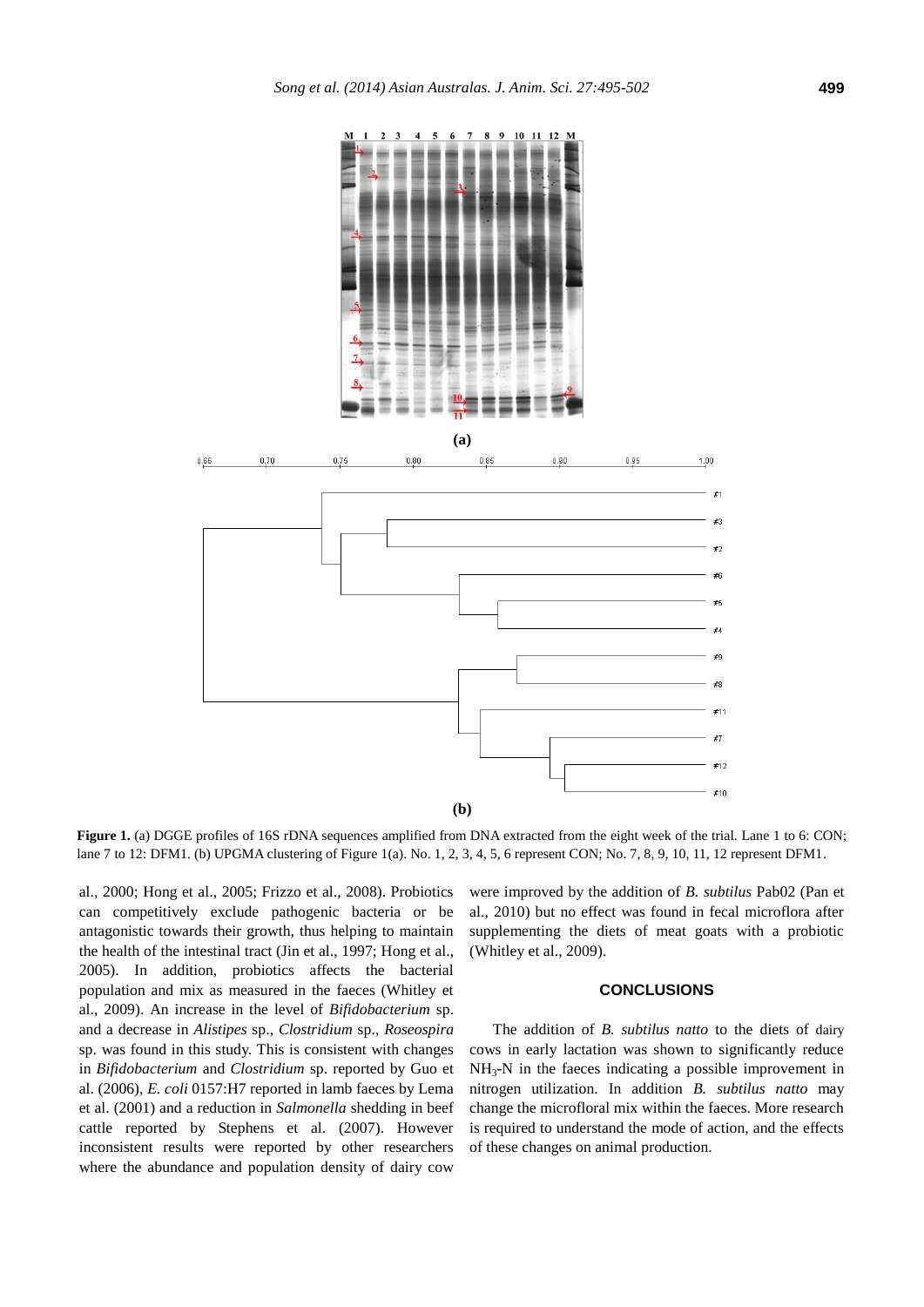**(a)**

**(b)**

**Figure 1.** (a) DGGE profiles of 16S rDNA sequences amplified from DNA extracted from the eight week of the trial. Lane 1 to 6: CON; lane 7 to 12: DFM1. (b) UPGMA clustering of Figure 1(a). No. 1, 2, 3, 4, 5, 6 represent CON; No. 7, 8, 9, 10, 11, 12 represent DFM1.

al., 2000; Hong et al., 2005; Frizzo et al., 2008). Probiotics can competitively exclude pathogenic bacteria or be antagonistic towards their growth, thus helping to maintain the health of the intestinal tract (Jin et al., 1997; Hong et al., 2005). In addition, probiotics affects the bacterial population and mix as measured in the faeces (Whitley et al., 2009). An increase in the level of *Bifidobacterium* sp. and a decrease in *Alistipes* sp., *Clostridium* sp., *Roseospira* sp. was found in this study. This is consistent with changes in *Bifidobacterium* and *Clostridium* sp. reported by Guo et al. (2006), *E. coli* 0157:H7 reported in lamb faeces by Lema et al. (2001) and a reduction in *Salmonella* shedding in beef cattle reported by Stephens et al. (2007). However inconsistent results were reported by other researchers where the abundance and population density of dairy cow were improved by the addition of *B. subtilus* Pab02 (Pan et al., 2010) but no effect was found in fecal microflora after supplementing the diets of meat goats with a probiotic (Whitley et al., 2009).

## CONCLUSIONS

The addition of *B. subtilus natto* to the diets of dairy cows in early lactation was shown to significantly reduce $NH_3$-N in the faeces indicating a possible improvement in nitrogen utilization. In addition *B. subtilus natto* may change the microfloral mix within the faeces. More research is required to understand the mode of action, and the effects of these changes on animal production.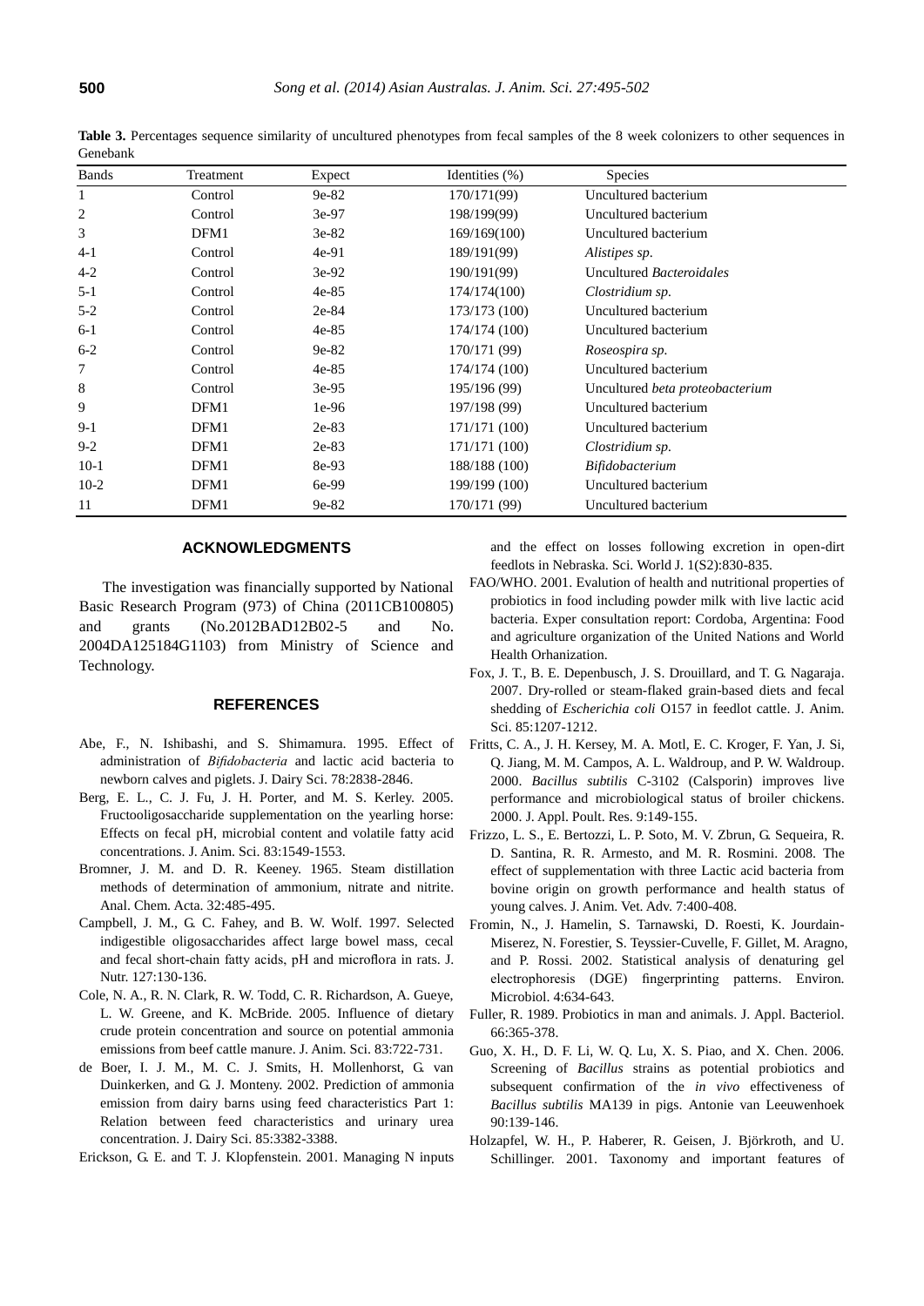**Table 3.** Percentages sequence similarity of uncultured phenotypes from fecal samples of the 8 week colonizers to other sequences in Genebank

| Bands | Treatment | Expect | Identities (%) | Species |
|---|---|---|---|---|
| 1 | Control | 9e-82 | 170/171(99) | Uncultured bacterium |
| 2 | Control | 3e-97 | 198/199(99) | Uncultured bacterium |
| 3 | DFM1 | 3e-82 | 169/169(100) | Uncultured bacterium |
| 4-1 | Control | 4e-91 | 189/191(99) | *Alistipes sp.* |
| 4-2 | Control | 3e-92 | 190/191(99) | Uncultured *Bacteroidales* |
| 5-1 | Control | 4e-85 | 174/174(100) | *Clostridium sp.* |
| 5-2 | Control | 2e-84 | 173/173 (100) | Uncultured bacterium |
| 6-1 | Control | 4e-85 | 174/174 (100) | Uncultured bacterium |
| 6-2 | Control | 9e-82 | 170/171 (99) | *Roseospira sp.* |
| 7 | Control | 4e-85 | 174/174 (100) | Uncultured bacterium |
| 8 | Control | 3e-95 | 195/196 (99) | Uncultured *beta proteobacterium* |
| 9 | DFM1 | 1e-96 | 197/198 (99) | Uncultured bacterium |
| 9-1 | DFM1 | 2e-83 | 171/171 (100) | Uncultured bacterium |
| 9-2 | DFM1 | 2e-83 | 171/171 (100) | *Clostridium sp.* |
| 10-1 | DFM1 | 8e-93 | 188/188 (100) | *Bifidobacterium* |
| 10-2 | DFM1 | 6e-99 | 199/199 (100) | Uncultured bacterium |
| 11 | DFM1 | 9e-82 | 170/171 (99) | Uncultured bacterium |

## ACKNOWLEDGMENTS

The investigation was financially supported by National Basic Research Program (973) of China (2011CB100805) and grants (No.2012BAD12B02-5 and No. 2004DA125184G1103) from Ministry of Science and Technology.

## REFERENCES

Abe, F., N. Ishibashi, and S. Shimamura. 1995. Effect of administration of *Bifidobacteria* and lactic acid bacteria to newborn calves and piglets. J. Dairy Sci. 78:2838-2846.

Berg, E. L., C. J. Fu, J. H. Porter, and M. S. Kerley. 2005. Fructooligosaccharide supplementation on the yearling horse: Effects on fecal pH, microbial content and volatile fatty acid concentrations. J. Anim. Sci. 83:1549-1553.

Bromner, J. M. and D. R. Keeney. 1965. Steam distillation methods of determination of ammonium, nitrate and nitrite. Anal. Chem. Acta. 32:485-495.

Campbell, J. M., G. C. Fahey, and B. W. Wolf. 1997. Selected indigestible oligosaccharides affect large bowel mass, cecal and fecal short-chain fatty acids, pH and microflora in rats. J. Nutr. 127:130-136.

Cole, N. A., R. N. Clark, R. W. Todd, C. R. Richardson, A. Gueye, L. W. Greene, and K. McBride. 2005. Influence of dietary crude protein concentration and source on potential ammonia emissions from beef cattle manure. J. Anim. Sci. 83:722-731.

de Boer, I. J. M., M. C. J. Smits, H. Mollenhorst, G. van Duinkerken, and G. J. Monteny. 2002. Prediction of ammonia emission from dairy barns using feed characteristics Part 1: Relation between feed characteristics and urinary urea concentration. J. Dairy Sci. 85:3382-3388.

Erickson, G. E. and T. J. Klopfenstein. 2001. Managing N inputs and the effect on losses following excretion in open-dirt feedlots in Nebraska. Sci. World J. 1(S2):830-835.

FAO/WHO. 2001. Evalution of health and nutritional properties of probiotics in food including powder milk with live lactic acid bacteria. Exper consultation report: Cordoba, Argentina: Food and agriculture organization of the United Nations and World Health Orhanization.

Fox, J. T., B. E. Depenbusch, J. S. Drouillard, and T. G. Nagaraja. 2007. Dry-rolled or steam-flaked grain-based diets and fecal shedding of *Escherichia coli* O157 in feedlot cattle. J. Anim. Sci. 85:1207-1212.

Fritts, C. A., J. H. Kersey, M. A. Motl, E. C. Kroger, F. Yan, J. Si, Q. Jiang, M. M. Campos, A. L. Waldroup, and P. W. Waldroup. 2000. *Bacillus subtilis* C-3102 (Calsporin) improves live performance and microbiological status of broiler chickens. 2000. J. Appl. Poult. Res. 9:149-155.

Frizzo, L. S., E. Bertozzi, L. P. Soto, M. V. Zbrun, G. Sequeira, R. D. Santina, R. R. Armesto, and M. R. Rosmini. 2008. The effect of supplementation with three Lactic acid bacteria from bovine origin on growth performance and health status of young calves. J. Anim. Vet. Adv. 7:400-408.

Fromin, N., J. Hamelin, S. Tarnawski, D. Roesti, K. Jourdain-Miserez, N. Forestier, S. Teyssier-Cuvelle, F. Gillet, M. Aragno, and P. Rossi. 2002. Statistical analysis of denaturing gel electrophoresis (DGE) fingerprinting patterns. Environ. Microbiol. 4:634-643.

Fuller, R. 1989. Probiotics in man and animals. J. Appl. Bacteriol. 66:365-378.

Guo, X. H., D. F. Li, W. Q. Lu, X. S. Piao, and X. Chen. 2006. Screening of *Bacillus* strains as potential probiotics and subsequent confirmation of the *in vivo* effectiveness of *Bacillus subtilis* MA139 in pigs. Antonie van Leeuwenhoek 90:139-146.

Holzapfel, W. H., P. Haberer, R. Geisen, J. Björkroth, and U. Schillinger. 2001. Taxonomy and important features of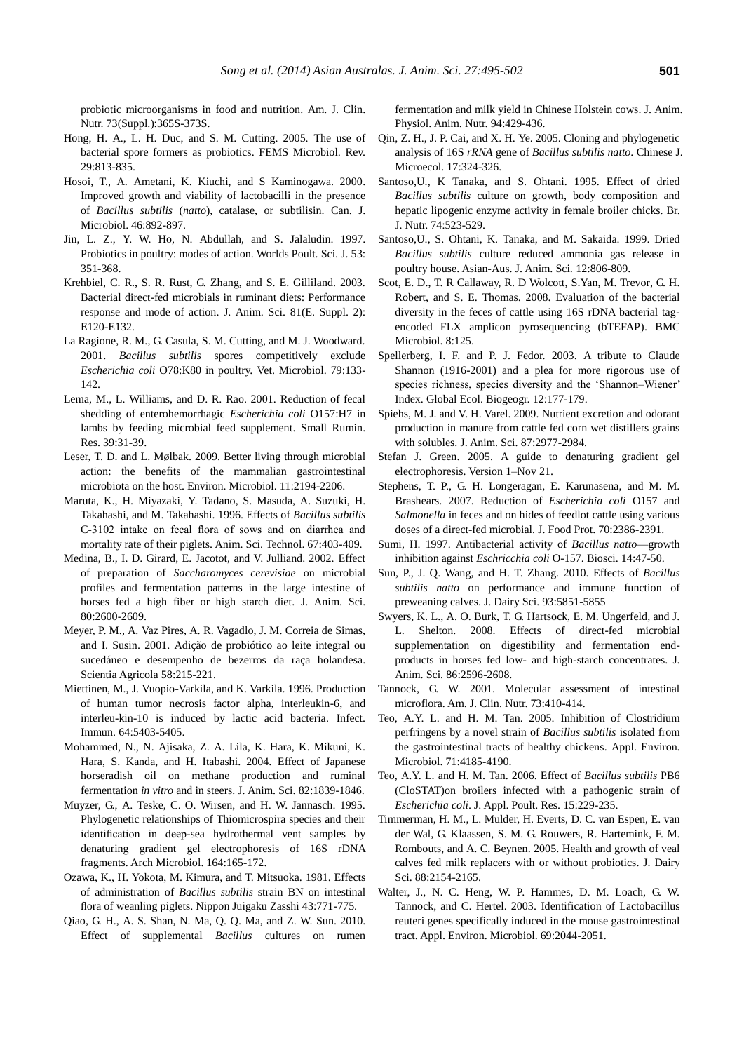probiotic microorganisms in food and nutrition. Am. J. Clin. Nutr. 73(Suppl.):365S-373S.

Hong, H. A., L. H. Duc, and S. M. Cutting. 2005. The use of bacterial spore formers as probiotics. FEMS Microbiol. Rev. 29:813-835.

Hosoi, T., A. Ametani, K. Kiuchi, and S Kaminogawa. 2000. Improved growth and viability of lactobacilli in the presence of *Bacillus subtilis* (*natto*), catalase, or subtilisin. Can. J. Microbiol. 46:892-897.

Jin, L. Z., Y. W. Ho, N. Abdullah, and S. Jalaludin. 1997. Probiotics in poultry: modes of action. Worlds Poult. Sci. J. 53: 351-368.

Krehbiel, C. R., S. R. Rust, G. Zhang, and S. E. Gilliland. 2003. Bacterial direct-fed microbials in ruminant diets: Performance response and mode of action. J. Anim. Sci. 81(E. Suppl. 2): E120-E132.

La Ragione, R. M., G. Casula, S. M. Cutting, and M. J. Woodward. 2001. *Bacillus subtilis* spores competitively exclude *Escherichia coli* O78:K80 in poultry. Vet. Microbiol. 79:133-142.

Lema, M., L. Williams, and D. R. Rao. 2001. Reduction of fecal shedding of enterohemorrhagic *Escherichia coli* O157:H7 in lambs by feeding microbial feed supplement. Small Rumin. Res. 39:31-39.

Leser, T. D. and L. Mølbak. 2009. Better living through microbial action: the benefits of the mammalian gastrointestinal microbiota on the host. Environ. Microbiol. 11:2194-2206.

Maruta, K., H. Miyazaki, Y. Tadano, S. Masuda, A. Suzuki, H. Takahashi, and M. Takahashi. 1996. Effects of *Bacillus subtilis* C-3102 intake on fecal flora of sows and on diarrhea and mortality rate of their piglets. Anim. Sci. Technol. 67:403-409.

Medina, B., I. D. Girard, E. Jacotot, and V. Julliand. 2002. Effect of preparation of *Saccharomyces cerevisiae* on microbial profiles and fermentation patterns in the large intestine of horses fed a high fiber or high starch diet. J. Anim. Sci. 80:2600-2609.

Meyer, P. M., A. Vaz Pires, A. R. Vagadlo, J. M. Correia de Simas, and I. Susin. 2001. Adição de probiótico ao leite integral ou sucedáneo e desempenho de bezerros da raça holandesa. Scientia Agricola 58:215-221.

Miettinen, M., J. Vuopio-Varkila, and K. Varkila. 1996. Production of human tumor necrosis factor alpha, interleukin-6, and interleu-kin-10 is induced by lactic acid bacteria. Infect. Immun. 64:5403-5405.

Mohammed, N., N. Ajisaka, Z. A. Lila, K. Hara, K. Mikuni, K. Hara, S. Kanda, and H. Itabashi. 2004. Effect of Japanese horseradish oil on methane production and ruminal fermentation *in vitro* and in steers. J. Anim. Sci. 82:1839-1846.

Muyzer, G., A. Teske, C. O. Wirsen, and H. W. Jannasch. 1995. Phylogenetic relationships of Thiomicrospira species and their identification in deep-sea hydrothermal vent samples by denaturing gradient gel electrophoresis of 16S rDNA fragments. Arch Microbiol. 164:165-172.

Ozawa, K., H. Yokota, M. Kimura, and T. Mitsuoka. 1981. Effects of administration of *Bacillus subtilis* strain BN on intestinal flora of weanling piglets. Nippon Juigaku Zasshi 43:771-775.

Qiao, G. H., A. S. Shan, N. Ma, Q. Q. Ma, and Z. W. Sun. 2010. Effect of supplemental *Bacillus* cultures on rumen fermentation and milk yield in Chinese Holstein cows. J. Anim. Physiol. Anim. Nutr. 94:429-436.

Qin, Z. H., J. P. Cai, and X. H. Ye. 2005. Cloning and phylogenetic analysis of 16S *rRNA* gene of *Bacillus subtilis natto*. Chinese J. Microecol. 17:324-326.

Santoso,U., K Tanaka, and S. Ohtani. 1995. Effect of dried *Bacillus subtilis* culture on growth, body composition and hepatic lipogenic enzyme activity in female broiler chicks. Br. J. Nutr. 74:523-529.

Santoso,U., S. Ohtani, K. Tanaka, and M. Sakaida. 1999. Dried *Bacillus subtilis* culture reduced ammonia gas release in poultry house. Asian-Aus. J. Anim. Sci. 12:806-809.

Scot, E. D., T. R Callaway, R. D Wolcott, S.Yan, M. Trevor, G. H. Robert, and S. E. Thomas. 2008. Evaluation of the bacterial diversity in the feces of cattle using 16S rDNA bacterial tag-encoded FLX amplicon pyrosequencing (bTEFAP). BMC Microbiol. 8:125.

Spellerberg, I. F. and P. J. Fedor. 2003. A tribute to Claude Shannon (1916-2001) and a plea for more rigorous use of species richness, species diversity and the 'Shannon–Wiener' Index. Global Ecol. Biogeogr. 12:177-179.

Spiehs, M. J. and V. H. Varel. 2009. Nutrient excretion and odorant production in manure from cattle fed corn wet distillers grains with solubles. J. Anim. Sci. 87:2977-2984.

Stefan J. Green. 2005. A guide to denaturing gradient gel electrophoresis. Version 1–Nov 21.

Stephens, T. P., G. H. Longeragan, E. Karunasena, and M. M. Brashears. 2007. Reduction of *Escherichia coli* O157 and *Salmonella* in feces and on hides of feedlot cattle using various doses of a direct-fed microbial. J. Food Prot. 70:2386-2391.

Sumi, H. 1997. Antibacterial activity of *Bacillus natto*—growth inhibition against *Eschricchia coli* O-157. Biosci. 14:47-50.

Sun, P., J. Q. Wang, and H. T. Zhang. 2010. Effects of *Bacillus subtilis natto* on performance and immune function of preweaning calves. J. Dairy Sci. 93:5851-5855

Swyers, K. L., A. O. Burk, T. G. Hartsock, E. M. Ungerfeld, and J. L. Shelton. 2008. Effects of direct-fed microbial supplementation on digestibility and fermentation end-products in horses fed low- and high-starch concentrates. J. Anim. Sci. 86:2596-2608.

Tannock, G. W. 2001. Molecular assessment of intestinal microflora. Am. J. Clin. Nutr. 73:410-414.

Teo, A.Y. L. and H. M. Tan. 2005. Inhibition of Clostridium perfringens by a novel strain of *Bacillus subtilis* isolated from the gastrointestinal tracts of healthy chickens. Appl. Environ. Microbiol. 71:4185-4190.

Teo, A.Y. L. and H. M. Tan. 2006. Effect of *Bacillus subtilis* PB6 (CloSTAT)on broilers infected with a pathogenic strain of *Escherichia coli*. J. Appl. Poult. Res. 15:229-235.

Timmerman, H. M., L. Mulder, H. Everts, D. C. van Espen, E. van der Wal, G. Klaassen, S. M. G. Rouwers, R. Hartemink, F. M. Rombouts, and A. C. Beynen. 2005. Health and growth of veal calves fed milk replacers with or without probiotics. J. Dairy Sci. 88:2154-2165.

Walter, J., N. C. Heng, W. P. Hammes, D. M. Loach, G. W. Tannock, and C. Hertel. 2003. Identification of Lactobacillus reuteri genes specifically induced in the mouse gastrointestinal tract. Appl. Environ. Microbiol. 69:2044-2051.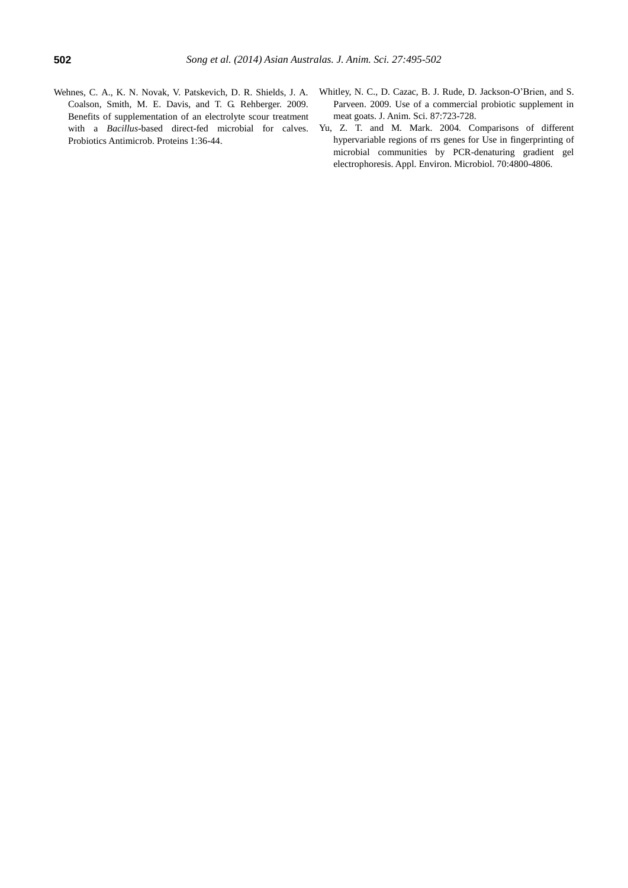Wehnes, C. A., K. N. Novak, V. Patskevich, D. R. Shields, J. A. Coalson, Smith, M. E. Davis, and T. G. Rehberger. 2009. Benefits of supplementation of an electrolyte scour treatment with a *Bacillus*-based direct-fed microbial for calves. Probiotics Antimicrob. Proteins 1:36-44.

Whitley, N. C., D. Cazac, B. J. Rude, D. Jackson-O'Brien, and S. Parveen. 2009. Use of a commercial probiotic supplement in meat goats. J. Anim. Sci. 87:723-728.

Yu, Z. T. and M. Mark. 2004. Comparisons of different hypervariable regions of rrs genes for Use in fingerprinting of microbial communities by PCR-denaturing gradient gel electrophoresis. Appl. Environ. Microbiol. 70:4800-4806.